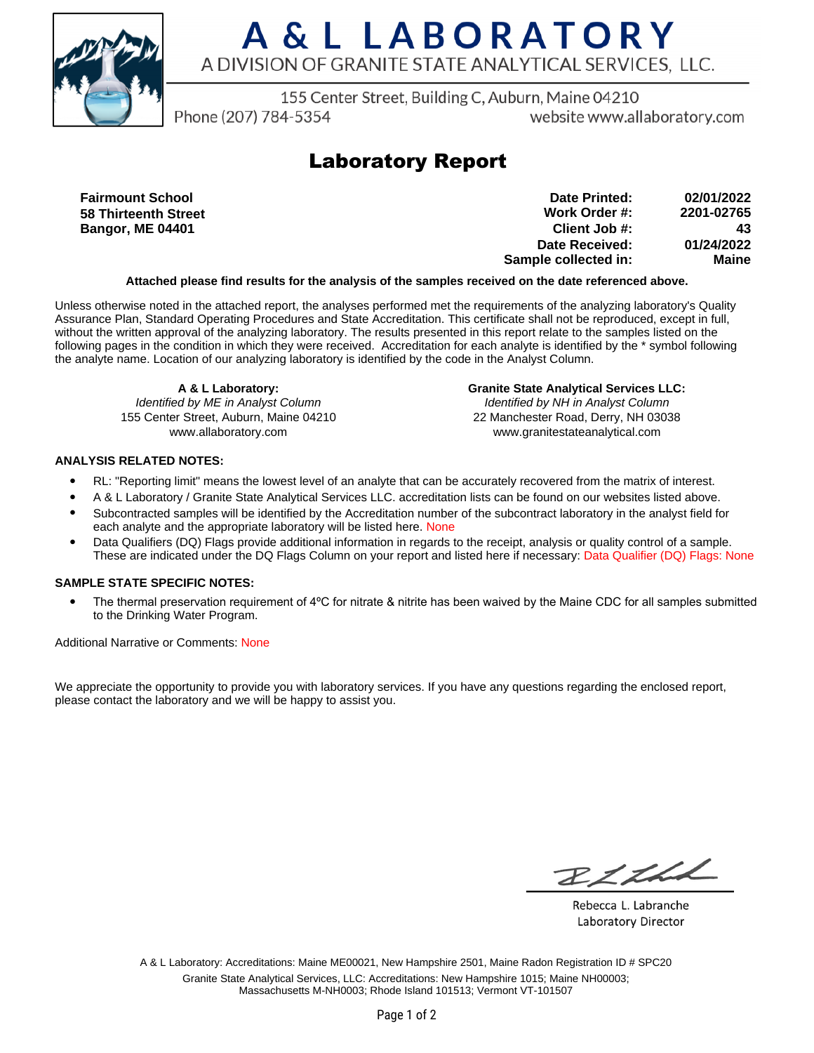# A & L LABORATORY

A DIVISION OF GRANITE STATE ANALYTICAL SERVICES, LLC.

155 Center Street, Building C, Auburn, Maine 04210

Phone (207) 784-5354 website www.allaboratory.com

## Laboratory Report

**Fairmount School**
**58 Thirteenth Street**
**Bangor, ME 04401**

| | |
|---|---|
| **Date Printed:** | **02/01/2022** |
| **Work Order #:** | **2201-02765** |
| **Client Job #:** | **43** |
| **Date Received:** | **01/24/2022** |
| **Sample collected in:** | **Maine** |

**Attached please find results for the analysis of the samples received on the date referenced above.**

Unless otherwise noted in the attached report, the analyses performed met the requirements of the analyzing laboratory's Quality Assurance Plan, Standard Operating Procedures and State Accreditation. This certificate shall not be reproduced, except in full, without the written approval of the analyzing laboratory. The results presented in this report relate to the samples listed on the following pages in the condition in which they were received. Accreditation for each analyte is identified by the * symbol following the analyte name. Location of our analyzing laboratory is identified by the code in the Analyst Column.

**A & L Laboratory:**
*Identified by ME in Analyst Column*
155 Center Street, Auburn, Maine 04210
www.allaboratory.com

**Granite State Analytical Services LLC:**
*Identified by NH in Analyst Column*
22 Manchester Road, Derry, NH 03038
www.granitestateanalytical.com

### ANALYSIS RELATED NOTES:

- RL: "Reporting limit" means the lowest level of an analyte that can be accurately recovered from the matrix of interest.
- A & L Laboratory / Granite State Analytical Services LLC. accreditation lists can be found on our websites listed above.
- Subcontracted samples will be identified by the Accreditation number of the subcontract laboratory in the analyst field for each analyte and the appropriate laboratory will be listed here. None
- Data Qualifiers (DQ) Flags provide additional information in regards to the receipt, analysis or quality control of a sample. These are indicated under the DQ Flags Column on your report and listed here if necessary: Data Qualifier (DQ) Flags: None

### SAMPLE STATE SPECIFIC NOTES:

- The thermal preservation requirement of 4ºC for nitrate & nitrite has been waived by the Maine CDC for all samples submitted to the Drinking Water Program.

Additional Narrative or Comments: None

We appreciate the opportunity to provide you with laboratory services. If you have any questions regarding the enclosed report, please contact the laboratory and we will be happy to assist you.

Rebecca L. Labranche
Laboratory Director

A & L Laboratory: Accreditations: Maine ME00021, New Hampshire 2501, Maine Radon Registration ID # SPC20
Granite State Analytical Services, LLC: Accreditations: New Hampshire 1015; Maine NH00003; Massachusetts M-NH0003; Rhode Island 101513; Vermont VT-101507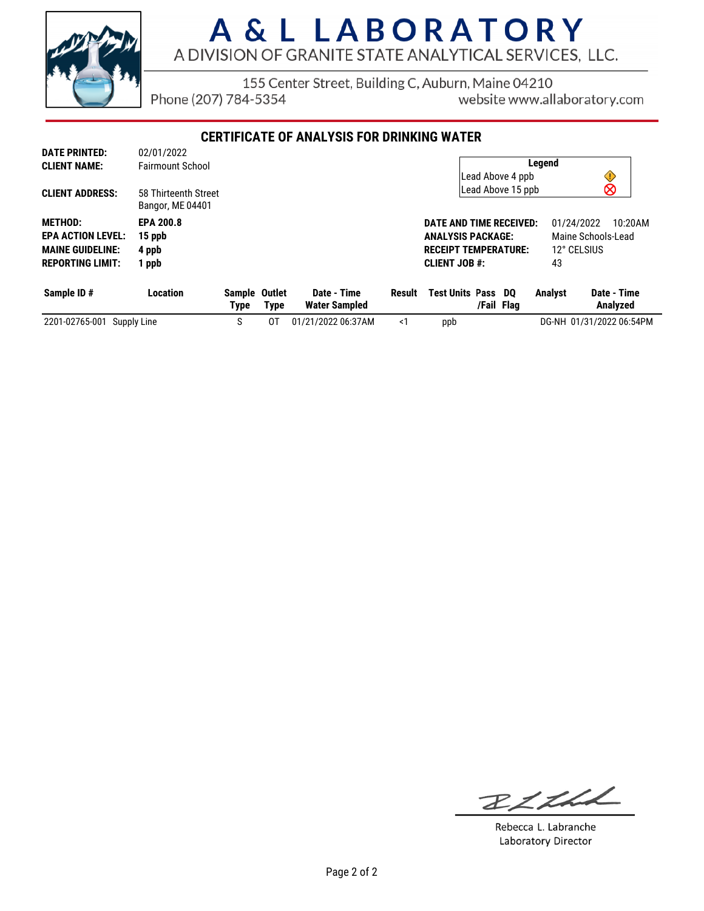# A & L LABORATORY

A DIVISION OF GRANITE STATE ANALYTICAL SERVICES, LLC.

155 Center Street, Building C, Auburn, Maine 04210
Phone (207) 784-5354
website www.allaboratory.com

## CERTIFICATE OF ANALYSIS FOR DRINKING WATER

**DATE PRINTED:** 02/01/2022
**CLIENT NAME:** Fairmount School
**CLIENT ADDRESS:** 58 Thirteenth Street
Bangor, ME 04401

| Legend | |
|---|---|
| Lead Above 4 ppb | ⚠ |
| Lead Above 15 ppb | ⊗ |

**METHOD:** EPA 200.8
**EPA ACTION LEVEL:** 15 ppb
**MAINE GUIDELINE:** 4 ppb
**REPORTING LIMIT:** 1 ppb

**DATE AND TIME RECEIVED:** 01/24/2022 10:20AM
**ANALYSIS PACKAGE:** Maine Schools-Lead
**RECEIPT TEMPERATURE:** 12° CELSIUS
**CLIENT JOB #:** 43

| Sample ID # | Location | Sample Type | Outlet Type | Date - Time Water Sampled | Result | Test Units | Pass /Fail | DQ Flag | Analyst | Date - Time Analyzed |
|---|---|---|---|---|---|---|---|---|---|---|
| 2201-02765-001 | Supply Line | S | OT | 01/21/2022 06:37AM | <1 | ppb | | | DG-NH | 01/31/2022 06:54PM |

Rebecca L. Labranche
Laboratory Director